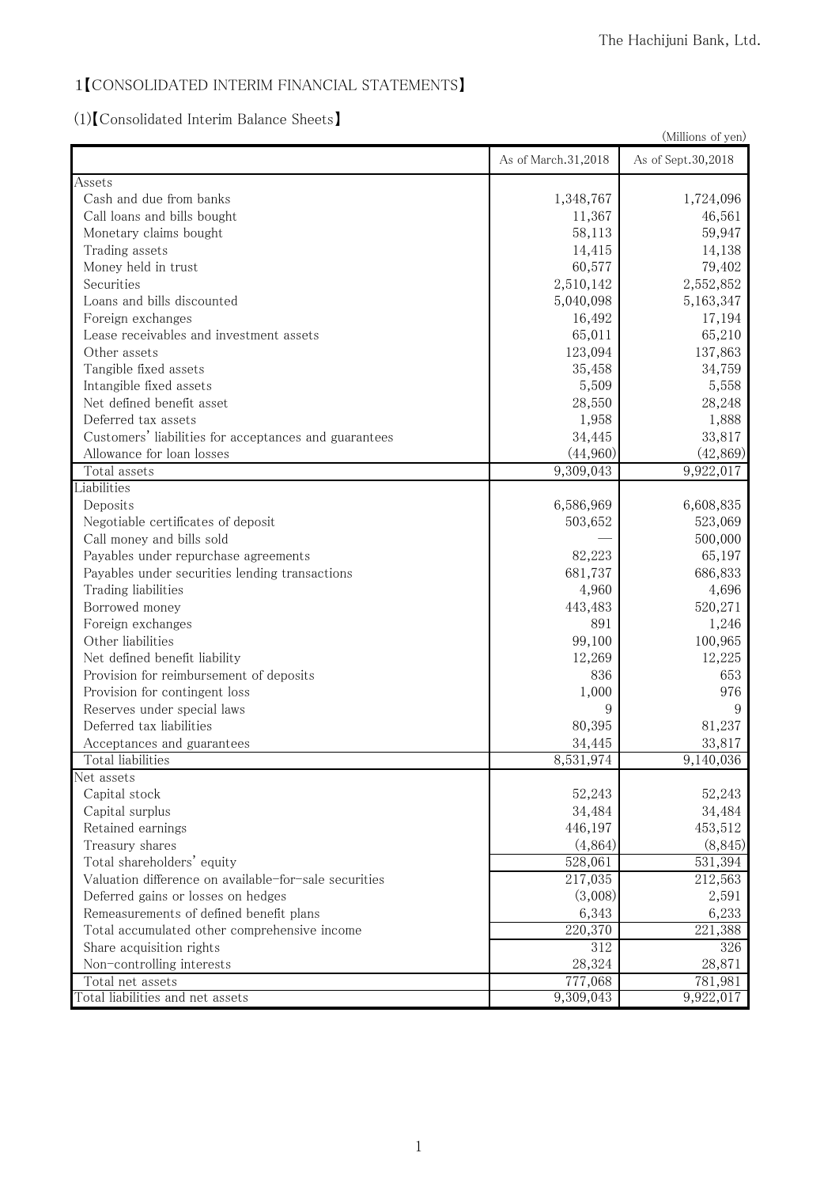# 1【CONSOLIDATED INTERIM FINANCIAL STATEMENTS】

## (1)【Consolidated Interim Balance Sheets】

(Millions of yen)

| | As of March.31,2018 | As of Sept.30,2018 |
|---|---|---|
| Assets | | |
| Cash and due from banks | 1,348,767 | 1,724,096 |
| Call loans and bills bought | 11,367 | 46,561 |
| Monetary claims bought | 58,113 | 59,947 |
| Trading assets | 14,415 | 14,138 |
| Money held in trust | 60,577 | 79,402 |
| Securities | 2,510,142 | 2,552,852 |
| Loans and bills discounted | 5,040,098 | 5,163,347 |
| Foreign exchanges | 16,492 | 17,194 |
| Lease receivables and investment assets | 65,011 | 65,210 |
| Other assets | 123,094 | 137,863 |
| Tangible fixed assets | 35,458 | 34,759 |
| Intangible fixed assets | 5,509 | 5,558 |
| Net defined benefit asset | 28,550 | 28,248 |
| Deferred tax assets | 1,958 | 1,888 |
| Customers' liabilities for acceptances and guarantees | 34,445 | 33,817 |
| Allowance for loan losses | (44,960) | (42,869) |
| Total assets | 9,309,043 | 9,922,017 |
| Liabilities | | |
| Deposits | 6,586,969 | 6,608,835 |
| Negotiable certificates of deposit | 503,652 | 523,069 |
| Call money and bills sold | — | 500,000 |
| Payables under repurchase agreements | 82,223 | 65,197 |
| Payables under securities lending transactions | 681,737 | 686,833 |
| Trading liabilities | 4,960 | 4,696 |
| Borrowed money | 443,483 | 520,271 |
| Foreign exchanges | 891 | 1,246 |
| Other liabilities | 99,100 | 100,965 |
| Net defined benefit liability | 12,269 | 12,225 |
| Provision for reimbursement of deposits | 836 | 653 |
| Provision for contingent loss | 1,000 | 976 |
| Reserves under special laws | 9 | 9 |
| Deferred tax liabilities | 80,395 | 81,237 |
| Acceptances and guarantees | 34,445 | 33,817 |
| Total liabilities | 8,531,974 | 9,140,036 |
| Net assets | | |
| Capital stock | 52,243 | 52,243 |
| Capital surplus | 34,484 | 34,484 |
| Retained earnings | 446,197 | 453,512 |
| Treasury shares | (4,864) | (8,845) |
| Total shareholders' equity | 528,061 | 531,394 |
| Valuation difference on available-for-sale securities | 217,035 | 212,563 |
| Deferred gains or losses on hedges | (3,008) | 2,591 |
| Remeasurements of defined benefit plans | 6,343 | 6,233 |
| Total accumulated other comprehensive income | 220,370 | 221,388 |
| Share acquisition rights | 312 | 326 |
| Non-controlling interests | 28,324 | 28,871 |
| Total net assets | 777,068 | 781,981 |
| Total liabilities and net assets | 9,309,043 | 9,922,017 |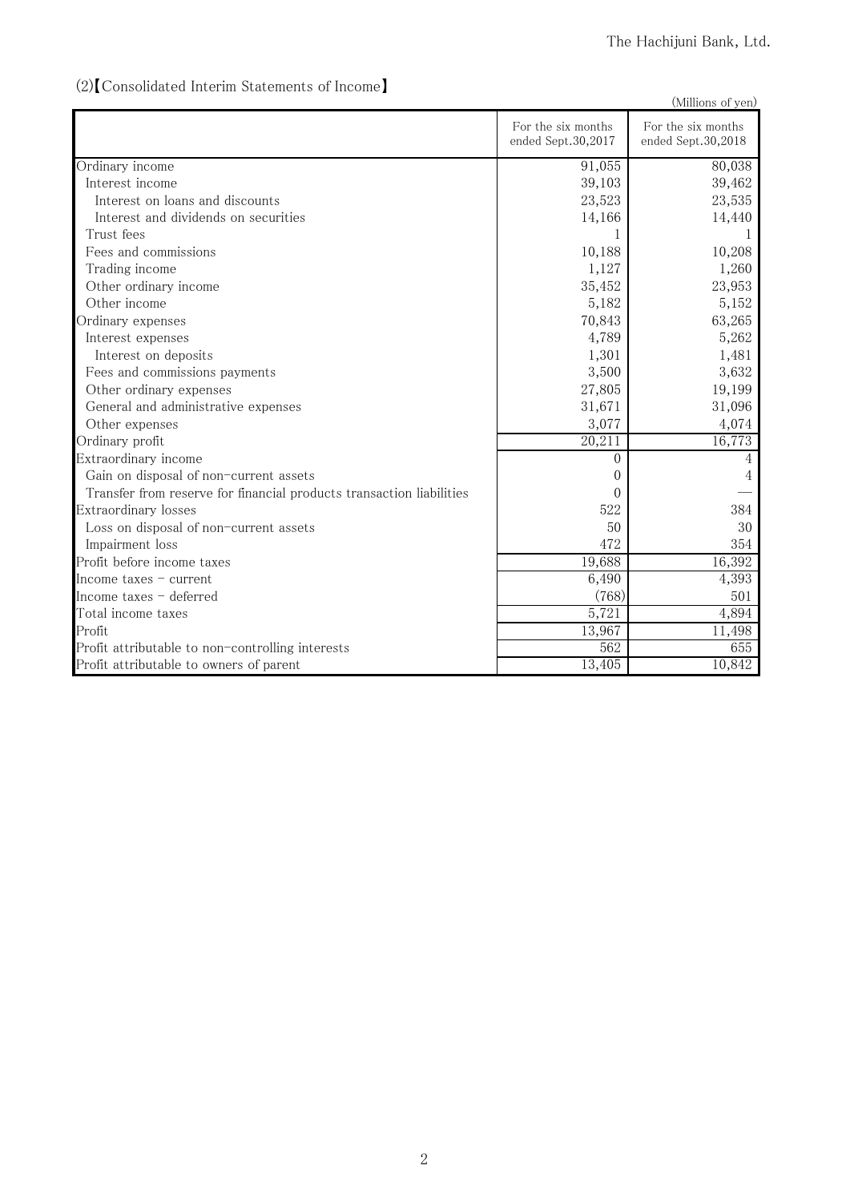(2)【Consolidated Interim Statements of Income】

(Millions of yen)

| | For the six months ended Sept.30,2017 | For the six months ended Sept.30,2018 |
|---|---|---|
| Ordinary income | 91,055 | 80,038 |
| Interest income | 39,103 | 39,462 |
| Interest on loans and discounts | 23,523 | 23,535 |
| Interest and dividends on securities | 14,166 | 14,440 |
| Trust fees | 1 | 1 |
| Fees and commissions | 10,188 | 10,208 |
| Trading income | 1,127 | 1,260 |
| Other ordinary income | 35,452 | 23,953 |
| Other income | 5,182 | 5,152 |
| Ordinary expenses | 70,843 | 63,265 |
| Interest expenses | 4,789 | 5,262 |
| Interest on deposits | 1,301 | 1,481 |
| Fees and commissions payments | 3,500 | 3,632 |
| Other ordinary expenses | 27,805 | 19,199 |
| General and administrative expenses | 31,671 | 31,096 |
| Other expenses | 3,077 | 4,074 |
| Ordinary profit | 20,211 | 16,773 |
| Extraordinary income | 0 | 4 |
| Gain on disposal of non-current assets | 0 | 4 |
| Transfer from reserve for financial products transaction liabilities | 0 | ― |
| Extraordinary losses | 522 | 384 |
| Loss on disposal of non-current assets | 50 | 30 |
| Impairment loss | 472 | 354 |
| Profit before income taxes | 19,688 | 16,392 |
| Income taxes - current | 6,490 | 4,393 |
| Income taxes - deferred | (768) | 501 |
| Total income taxes | 5,721 | 4,894 |
| Profit | 13,967 | 11,498 |
| Profit attributable to non-controlling interests | 562 | 655 |
| Profit attributable to owners of parent | 13,405 | 10,842 |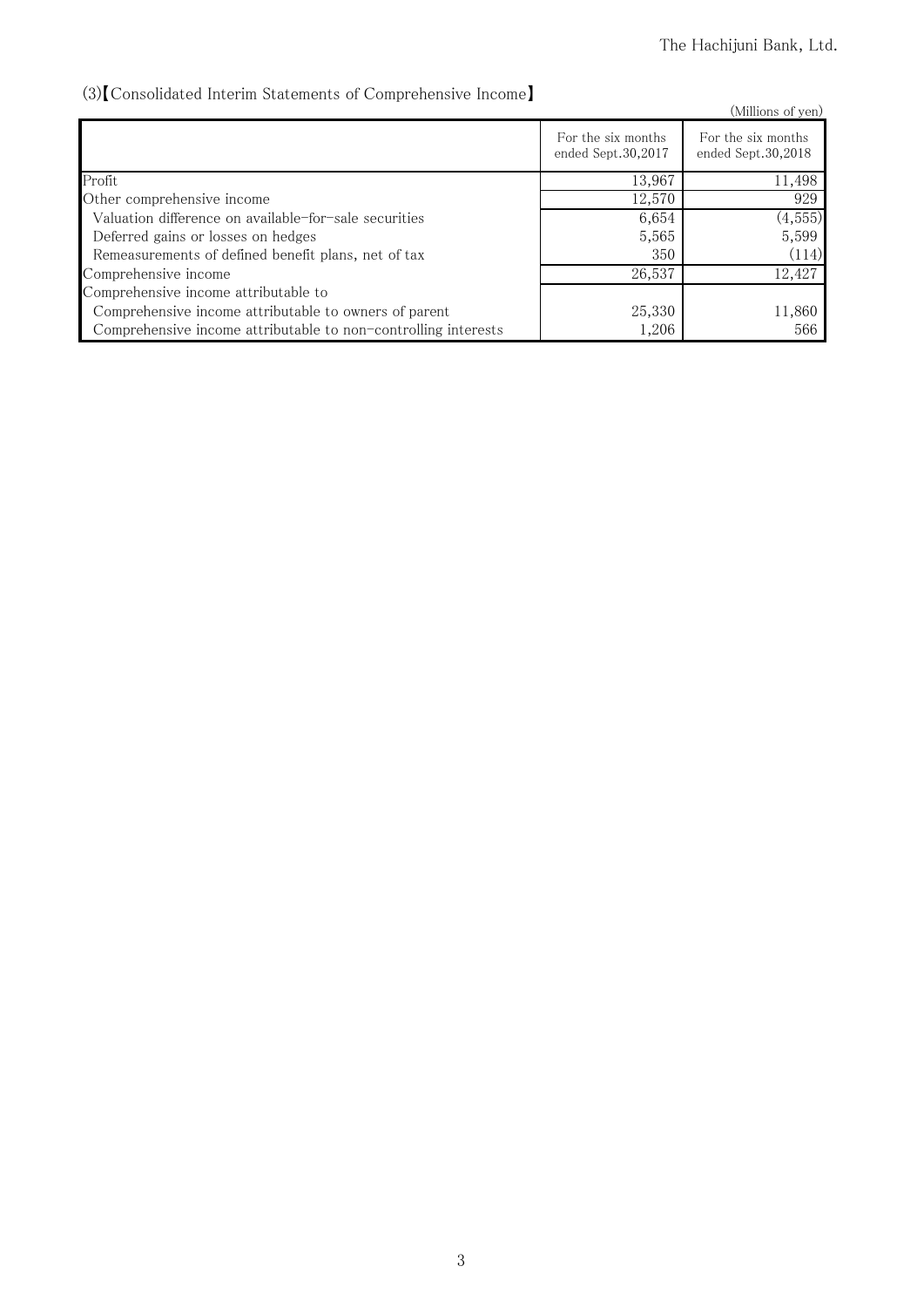(3)【Consolidated Interim Statements of Comprehensive Income】

(Millions of yen)

| | For the six months ended Sept.30,2017 | For the six months ended Sept.30,2018 |
|---|---|---|
| Profit | 13,967 | 11,498 |
| Other comprehensive income | 12,570 | 929 |
| Valuation difference on available-for-sale securities | 6,654 | (4,555) |
| Deferred gains or losses on hedges | 5,565 | 5,599 |
| Remeasurements of defined benefit plans, net of tax | 350 | (114) |
| Comprehensive income | 26,537 | 12,427 |
| Comprehensive income attributable to | | |
| Comprehensive income attributable to owners of parent | 25,330 | 11,860 |
| Comprehensive income attributable to non-controlling interests | 1,206 | 566 |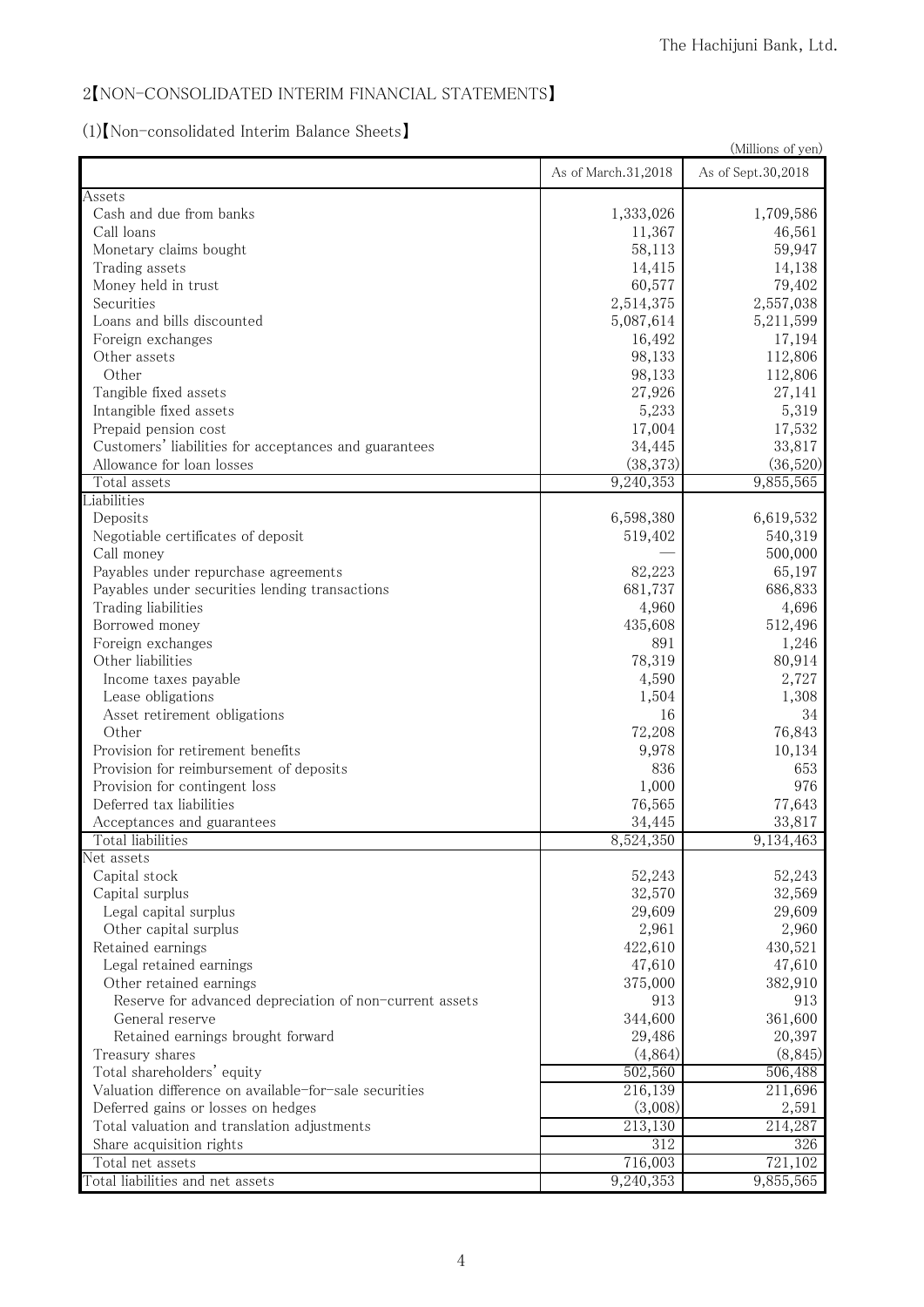## 2【NON-CONSOLIDATED INTERIM FINANCIAL STATEMENTS】

### (1)【Non-consolidated Interim Balance Sheets】

(Millions of yen)

| | As of March.31,2018 | As of Sept.30,2018 |
|---|---|---|
| Assets | | |
| Cash and due from banks | 1,333,026 | 1,709,586 |
| Call loans | 11,367 | 46,561 |
| Monetary claims bought | 58,113 | 59,947 |
| Trading assets | 14,415 | 14,138 |
| Money held in trust | 60,577 | 79,402 |
| Securities | 2,514,375 | 2,557,038 |
| Loans and bills discounted | 5,087,614 | 5,211,599 |
| Foreign exchanges | 16,492 | 17,194 |
| Other assets | 98,133 | 112,806 |
| Other | 98,133 | 112,806 |
| Tangible fixed assets | 27,926 | 27,141 |
| Intangible fixed assets | 5,233 | 5,319 |
| Prepaid pension cost | 17,004 | 17,532 |
| Customers' liabilities for acceptances and guarantees | 34,445 | 33,817 |
| Allowance for loan losses | (38,373) | (36,520) |
| Total assets | 9,240,353 | 9,855,565 |
| Liabilities | | |
| Deposits | 6,598,380 | 6,619,532 |
| Negotiable certificates of deposit | 519,402 | 540,319 |
| Call money | — | 500,000 |
| Payables under repurchase agreements | 82,223 | 65,197 |
| Payables under securities lending transactions | 681,737 | 686,833 |
| Trading liabilities | 4,960 | 4,696 |
| Borrowed money | 435,608 | 512,496 |
| Foreign exchanges | 891 | 1,246 |
| Other liabilities | 78,319 | 80,914 |
| Income taxes payable | 4,590 | 2,727 |
| Lease obligations | 1,504 | 1,308 |
| Asset retirement obligations | 16 | 34 |
| Other | 72,208 | 76,843 |
| Provision for retirement benefits | 9,978 | 10,134 |
| Provision for reimbursement of deposits | 836 | 653 |
| Provision for contingent loss | 1,000 | 976 |
| Deferred tax liabilities | 76,565 | 77,643 |
| Acceptances and guarantees | 34,445 | 33,817 |
| Total liabilities | 8,524,350 | 9,134,463 |
| Net assets | | |
| Capital stock | 52,243 | 52,243 |
| Capital surplus | 32,570 | 32,569 |
| Legal capital surplus | 29,609 | 29,609 |
| Other capital surplus | 2,961 | 2,960 |
| Retained earnings | 422,610 | 430,521 |
| Legal retained earnings | 47,610 | 47,610 |
| Other retained earnings | 375,000 | 382,910 |
| Reserve for advanced depreciation of non-current assets | 913 | 913 |
| General reserve | 344,600 | 361,600 |
| Retained earnings brought forward | 29,486 | 20,397 |
| Treasury shares | (4,864) | (8,845) |
| Total shareholders' equity | 502,560 | 506,488 |
| Valuation difference on available-for-sale securities | 216,139 | 211,696 |
| Deferred gains or losses on hedges | (3,008) | 2,591 |
| Total valuation and translation adjustments | 213,130 | 214,287 |
| Share acquisition rights | 312 | 326 |
| Total net assets | 716,003 | 721,102 |
| Total liabilities and net assets | 9,240,353 | 9,855,565 |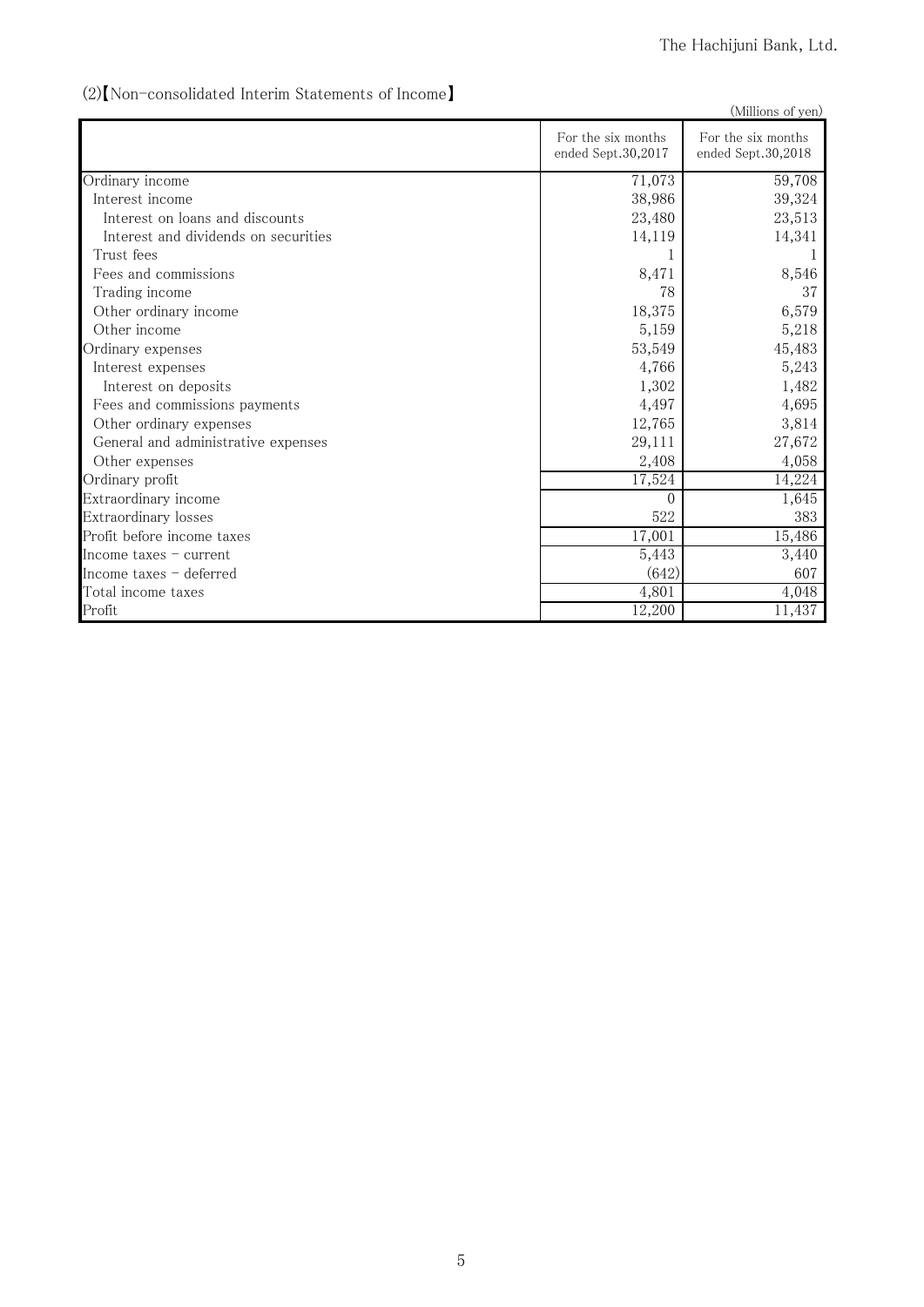The Hachijuni Bank, Ltd.

## (2)【Non-consolidated Interim Statements of Income】

(Millions of yen)

| | For the six months ended Sept.30,2017 | For the six months ended Sept.30,2018 |
|---|---|---|
| Ordinary income | 71,073 | 59,708 |
| Interest income | 38,986 | 39,324 |
| Interest on loans and discounts | 23,480 | 23,513 |
| Interest and dividends on securities | 14,119 | 14,341 |
| Trust fees | 1 | 1 |
| Fees and commissions | 8,471 | 8,546 |
| Trading income | 78 | 37 |
| Other ordinary income | 18,375 | 6,579 |
| Other income | 5,159 | 5,218 |
| Ordinary expenses | 53,549 | 45,483 |
| Interest expenses | 4,766 | 5,243 |
| Interest on deposits | 1,302 | 1,482 |
| Fees and commissions payments | 4,497 | 4,695 |
| Other ordinary expenses | 12,765 | 3,814 |
| General and administrative expenses | 29,111 | 27,672 |
| Other expenses | 2,408 | 4,058 |
| Ordinary profit | 17,524 | 14,224 |
| Extraordinary income | 0 | 1,645 |
| Extraordinary losses | 522 | 383 |
| Profit before income taxes | 17,001 | 15,486 |
| Income taxes - current | 5,443 | 3,440 |
| Income taxes - deferred | (642) | 607 |
| Total income taxes | 4,801 | 4,048 |
| Profit | 12,200 | 11,437 |